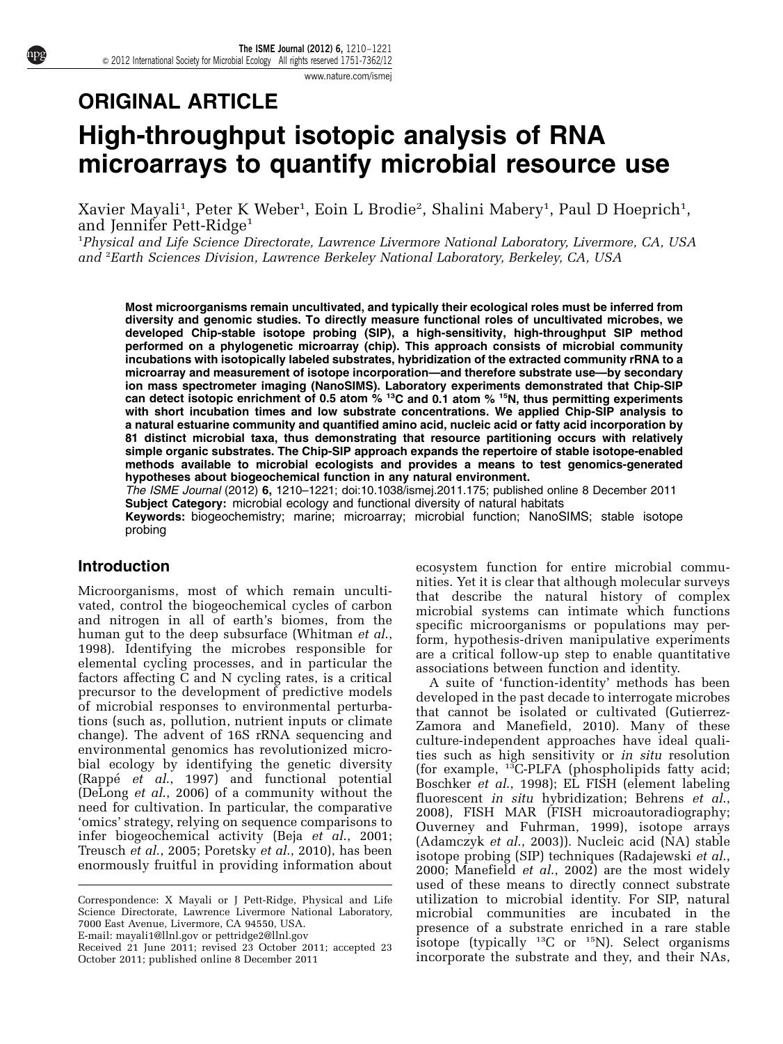# ORIGINAL ARTICLE

# High-throughput isotopic analysis of RNA microarrays to quantify microbial resource use

Xavier Mayali[1], Peter K Weber[1], Eoin L Brodie[2], Shalini Mabery[1], Paul D Hoeprich[1], and Jennifer Pett-Ridge[1]

[1]*Physical and Life Science Directorate, Lawrence Livermore National Laboratory, Livermore, CA, USA and* [2]*Earth Sciences Division, Lawrence Berkeley National Laboratory, Berkeley, CA, USA*

**Most microorganisms remain uncultivated, and typically their ecological roles must be inferred from diversity and genomic studies. To directly measure functional roles of uncultivated microbes, we developed Chip-stable isotope probing (SIP), a high-sensitivity, high-throughput SIP method performed on a phylogenetic microarray (chip). This approach consists of microbial community incubations with isotopically labeled substrates, hybridization of the extracted community rRNA to a microarray and measurement of isotope incorporation—and therefore substrate use—by secondary ion mass spectrometer imaging (NanoSIMS). Laboratory experiments demonstrated that Chip-SIP can detect isotopic enrichment of 0.5 atom % $^{13}C$ and 0.1 atom % $^{15}N$, thus permitting experiments with short incubation times and low substrate concentrations. We applied Chip-SIP analysis to a natural estuarine community and quantified amino acid, nucleic acid or fatty acid incorporation by 81 distinct microbial taxa, thus demonstrating that resource partitioning occurs with relatively simple organic substrates. The Chip-SIP approach expands the repertoire of stable isotope-enabled methods available to microbial ecologists and provides a means to test genomics-generated hypotheses about biogeochemical function in any natural environment.**

*The ISME Journal* (2012) **6,** 1210–1221; doi:10.1038/ismej.2011.175; published online 8 December 2011

**Subject Category:** microbial ecology and functional diversity of natural habitats

**Keywords:** biogeochemistry; marine; microarray; microbial function; NanoSIMS; stable isotope probing

## Introduction

Microorganisms, most of which remain uncultivated, control the biogeochemical cycles of carbon and nitrogen in all of earth's biomes, from the human gut to the deep subsurface (Whitman *et al*., 1998). Identifying the microbes responsible for elemental cycling processes, and in particular the factors affecting C and N cycling rates, is a critical precursor to the development of predictive models of microbial responses to environmental perturbations (such as, pollution, nutrient inputs or climate change). The advent of 16S rRNA sequencing and environmental genomics has revolutionized microbial ecology by identifying the genetic diversity (Rappé *et al*., 1997) and functional potential (DeLong *et al*., 2006) of a community without the need for cultivation. In particular, the comparative 'omics' strategy, relying on sequence comparisons to infer biogeochemical activity (Beja *et al*., 2001; Treusch *et al*., 2005; Poretsky *et al*., 2010), has been enormously fruitful in providing information about ecosystem function for entire microbial communities. Yet it is clear that although molecular surveys that describe the natural history of complex microbial systems can intimate which functions specific microorganisms or populations may perform, hypothesis-driven manipulative experiments are a critical follow-up step to enable quantitative associations between function and identity.

A suite of 'function-identity' methods has been developed in the past decade to interrogate microbes that cannot be isolated or cultivated (Gutierrez-Zamora and Manefield, 2010). Many of these culture-independent approaches have ideal qualities such as high sensitivity or *in situ* resolution (for example, $^{13}C$-PLFA (phospholipids fatty acid; Boschker *et al*., 1998); EL FISH (element labeling fluorescent *in situ* hybridization; Behrens *et al*., 2008), FISH MAR (FISH microautoradiography; Ouverney and Fuhrman, 1999), isotope arrays (Adamczyk *et al*., 2003)). Nucleic acid (NA) stable isotope probing (SIP) techniques (Radajewski *et al*., 2000; Manefield *et al*., 2002) are the most widely used of these means to directly connect substrate utilization to microbial identity. For SIP, natural microbial communities are incubated in the presence of a substrate enriched in a rare stable isotope (typically $^{13}C$ or $^{15}N$). Select organisms incorporate the substrate and they, and their NAs,

Correspondence: X Mayali or J Pett-Ridge, Physical and Life Science Directorate, Lawrence Livermore National Laboratory, 7000 East Avenue, Livermore, CA 94550, USA.
E-mail: mayali1@llnl.gov or pettridge2@llnl.gov
Received 21 June 2011; revised 23 October 2011; accepted 23 October 2011; published online 8 December 2011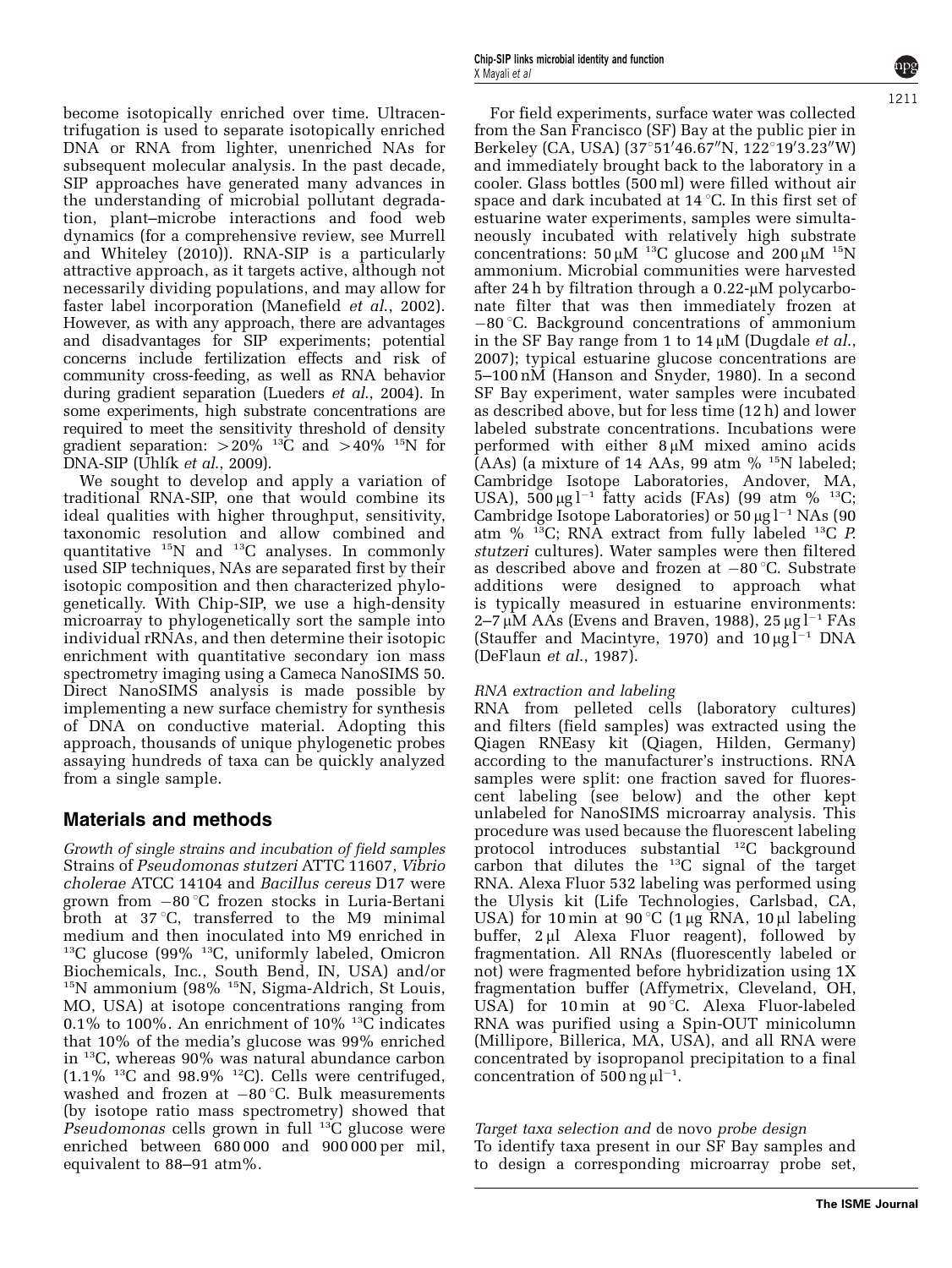become isotopically enriched over time. Ultracentrifugation is used to separate isotopically enriched DNA or RNA from lighter, unenriched NAs for subsequent molecular analysis. In the past decade, SIP approaches have generated many advances in the understanding of microbial pollutant degradation, plant–microbe interactions and food web dynamics (for a comprehensive review, see Murrell and Whiteley (2010)). RNA-SIP is a particularly attractive approach, as it targets active, although not necessarily dividing populations, and may allow for faster label incorporation (Manefield *et al.*, 2002). However, as with any approach, there are advantages and disadvantages for SIP experiments; potential concerns include fertilization effects and risk of community cross-feeding, as well as RNA behavior during gradient separation (Lueders *et al.*, 2004). In some experiments, high substrate concentrations are required to meet the sensitivity threshold of density gradient separation: >20% $^{13}C$ and >40% $^{15}N$ for DNA-SIP (Uhlík *et al.*, 2009).

We sought to develop and apply a variation of traditional RNA-SIP, one that would combine its ideal qualities with higher throughput, sensitivity, taxonomic resolution and allow combined and quantitative $^{15}N$ and $^{13}C$ analyses. In commonly used SIP techniques, NAs are separated first by their isotopic composition and then characterized phylogenetically. With Chip-SIP, we use a high-density microarray to phylogenetically sort the sample into individual rRNAs, and then determine their isotopic enrichment with quantitative secondary ion mass spectrometry imaging using a Cameca NanoSIMS 50. Direct NanoSIMS analysis is made possible by implementing a new surface chemistry for synthesis of DNA on conductive material. Adopting this approach, thousands of unique phylogenetic probes assaying hundreds of taxa can be quickly analyzed from a single sample.

## Materials and methods

*Growth of single strains and incubation of field samples*
Strains of *Pseudomonas stutzeri* ATTC 11607, *Vibrio cholerae* ATCC 14104 and *Bacillus cereus* D17 were grown from −80 °C frozen stocks in Luria-Bertani broth at 37 °C, transferred to the M9 minimal medium and then inoculated into M9 enriched in $^{13}C$ glucose (99% $^{13}C$, uniformly labeled, Omicron Biochemicals, Inc., South Bend, IN, USA) and/or $^{15}N$ ammonium (98% $^{15}N$, Sigma-Aldrich, St Louis, MO, USA) at isotope concentrations ranging from 0.1% to 100%. An enrichment of 10% $^{13}C$ indicates that 10% of the media's glucose was 99% enriched in $^{13}C$, whereas 90% was natural abundance carbon (1.1% $^{13}C$ and 98.9% $^{12}C$). Cells were centrifuged, washed and frozen at −80 °C. Bulk measurements (by isotope ratio mass spectrometry) showed that *Pseudomonas* cells grown in full $^{13}C$ glucose were enriched between 680 000 and 900 000 per mil, equivalent to 88–91 atm%.

For field experiments, surface water was collected from the San Francisco (SF) Bay at the public pier in Berkeley (CA, USA) (37°51′46.67″N, 122°19′3.23″W) and immediately brought back to the laboratory in a cooler. Glass bottles (500 ml) were filled without air space and dark incubated at 14 °C. In this first set of estuarine water experiments, samples were simultaneously incubated with relatively high substrate concentrations: 50 μM $^{13}C$ glucose and 200 μM $^{15}N$ ammonium. Microbial communities were harvested after 24 h by filtration through a 0.22-μM polycarbonate filter that was then immediately frozen at −80 °C. Background concentrations of ammonium in the SF Bay range from 1 to 14 μM (Dugdale *et al.*, 2007); typical estuarine glucose concentrations are 5–100 nM (Hanson and Snyder, 1980). In a second SF Bay experiment, water samples were incubated as described above, but for less time (12 h) and lower labeled substrate concentrations. Incubations were performed with either 8 μM mixed amino acids (AAs) (a mixture of 14 AAs, 99 atm % $^{15}N$ labeled; Cambridge Isotope Laboratories, Andover, MA, USA), 500 μg l$^{-1}$ fatty acids (FAs) (99 atm % $^{13}C$; Cambridge Isotope Laboratories) or 50 μg l$^{-1}$ NAs (90 atm % $^{13}C$; RNA extract from fully labeled $^{13}C$ *P. stutzeri* cultures). Water samples were then filtered as described above and frozen at −80 °C. Substrate additions were designed to approach what is typically measured in estuarine environments: 2–7 μM AAs (Evens and Braven, 1988), 25 μg l$^{-1}$ FAs (Stauffer and Macintyre, 1970) and 10 μg l$^{-1}$ DNA (DeFlaun *et al.*, 1987).

*RNA extraction and labeling*
RNA from pelleted cells (laboratory cultures) and filters (field samples) was extracted using the Qiagen RNEasy kit (Qiagen, Hilden, Germany) according to the manufacturer's instructions. RNA samples were split: one fraction saved for fluorescent labeling (see below) and the other kept unlabeled for NanoSIMS microarray analysis. This procedure was used because the fluorescent labeling protocol introduces substantial $^{12}C$ background carbon that dilutes the $^{13}C$ signal of the target RNA. Alexa Fluor 532 labeling was performed using the Ulysis kit (Life Technologies, Carlsbad, CA, USA) for 10 min at 90 °C (1 μg RNA, 10 μl labeling buffer, 2 μl Alexa Fluor reagent), followed by fragmentation. All RNAs (fluorescently labeled or not) were fragmented before hybridization using 1X fragmentation buffer (Affymetrix, Cleveland, OH, USA) for 10 min at 90 °C. Alexa Fluor-labeled RNA was purified using a Spin-OUT minicolumn (Millipore, Billerica, MA, USA), and all RNA were concentrated by isopropanol precipitation to a final concentration of 500 ng μl$^{-1}$.

*Target taxa selection and* de novo *probe design*
To identify taxa present in our SF Bay samples and to design a corresponding microarray probe set,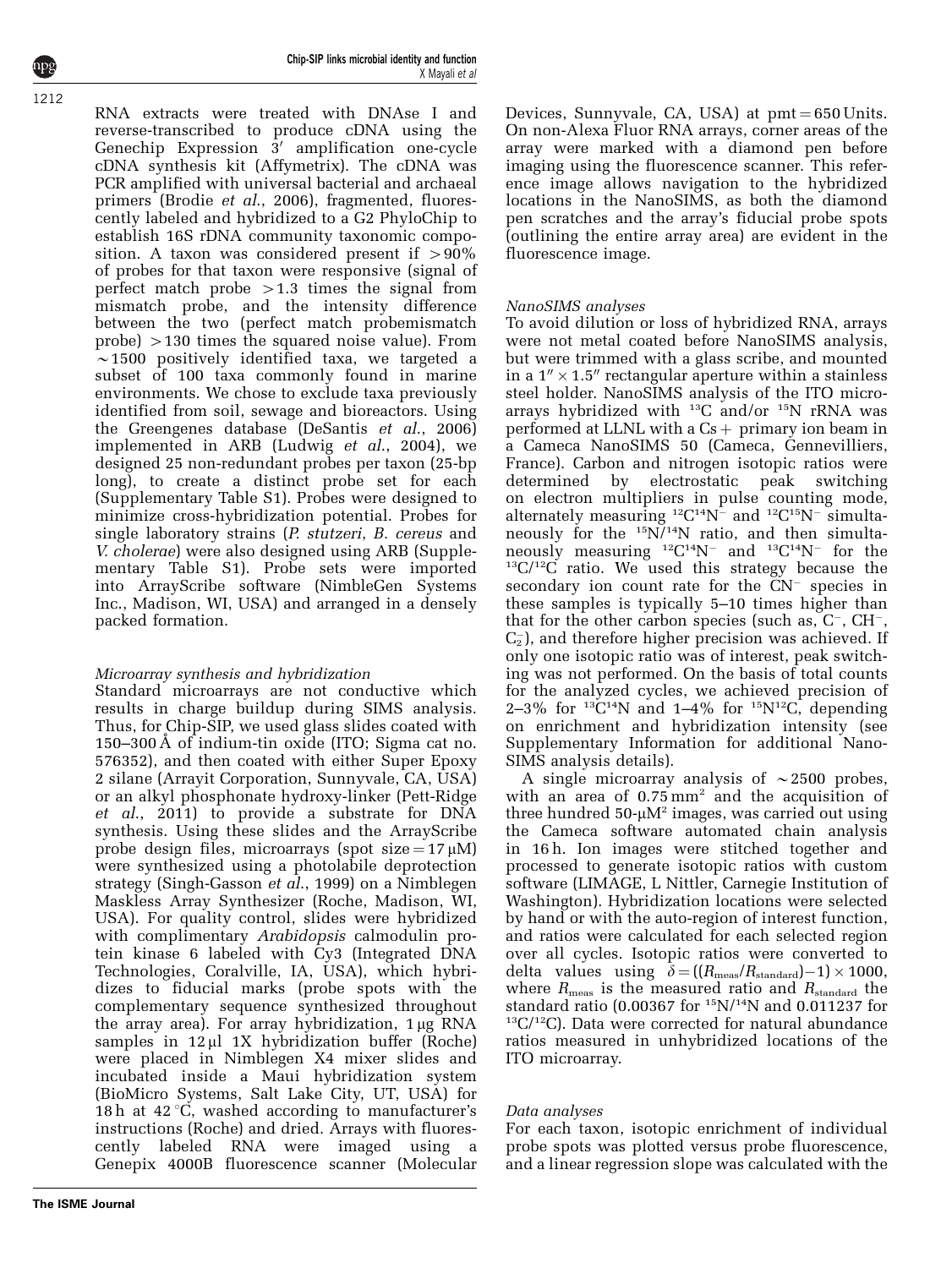RNA extracts were treated with DNAse I and reverse-transcribed to produce cDNA using the Genechip Expression 3′ amplification one-cycle cDNA synthesis kit (Affymetrix). The cDNA was PCR amplified with universal bacterial and archaeal primers (Brodie *et al.*, 2006), fragmented, fluorescently labeled and hybridized to a G2 PhyloChip to establish 16S rDNA community taxonomic composition. A taxon was considered present if >90% of probes for that taxon were responsive (signal of perfect match probe >1.3 times the signal from mismatch probe, and the intensity difference between the two (perfect match probemismatch probe) >130 times the squared noise value). From ~1500 positively identified taxa, we targeted a subset of 100 taxa commonly found in marine environments. We chose to exclude taxa previously identified from soil, sewage and bioreactors. Using the Greengenes database (DeSantis *et al.*, 2006) implemented in ARB (Ludwig *et al.*, 2004), we designed 25 non-redundant probes per taxon (25-bp long), to create a distinct probe set for each (Supplementary Table S1). Probes were designed to minimize cross-hybridization potential. Probes for single laboratory strains (*P. stutzeri*, *B. cereus* and *V. cholerae*) were also designed using ARB (Supplementary Table S1). Probe sets were imported into ArrayScribe software (NimbleGen Systems Inc., Madison, WI, USA) and arranged in a densely packed formation.

*Microarray synthesis and hybridization*

Standard microarrays are not conductive which results in charge buildup during SIMS analysis. Thus, for Chip-SIP, we used glass slides coated with 150–300 Å of indium-tin oxide (ITO; Sigma cat no. 576352), and then coated with either Super Epoxy 2 silane (Arrayit Corporation, Sunnyvale, CA, USA) or an alkyl phosphonate hydroxy-linker (Pett-Ridge *et al.*, 2011) to provide a substrate for DNA synthesis. Using these slides and the ArrayScribe probe design files, microarrays (spot size = 17 μM) were synthesized using a photolabile deprotection strategy (Singh-Gasson *et al.*, 1999) on a Nimblegen Maskless Array Synthesizer (Roche, Madison, WI, USA). For quality control, slides were hybridized with complimentary *Arabidopsis* calmodulin protein kinase 6 labeled with Cy3 (Integrated DNA Technologies, Coralville, IA, USA), which hybridizes to fiducial marks (probe spots with the complementary sequence synthesized throughout the array area). For array hybridization, 1 μg RNA samples in 12 μl 1X hybridization buffer (Roche) were placed in Nimblegen X4 mixer slides and incubated inside a Maui hybridization system (BioMicro Systems, Salt Lake City, UT, USA) for 18 h at 42 °C, washed according to manufacturer's instructions (Roche) and dried. Arrays with fluorescently labeled RNA were imaged using a Genepix 4000B fluorescence scanner (Molecular Devices, Sunnyvale, CA, USA) at pmt = 650 Units. On non-Alexa Fluor RNA arrays, corner areas of the array were marked with a diamond pen before imaging using the fluorescence scanner. This reference image allows navigation to the hybridized locations in the NanoSIMS, as both the diamond pen scratches and the array's fiducial probe spots (outlining the entire array area) are evident in the fluorescence image.

*NanoSIMS analyses*

To avoid dilution or loss of hybridized RNA, arrays were not metal coated before NanoSIMS analysis, but were trimmed with a glass scribe, and mounted in a 1″ × 1.5″ rectangular aperture within a stainless steel holder. NanoSIMS analysis of the ITO microarrays hybridized with $^{13}C$ and/or $^{15}N$ rRNA was performed at LLNL with a Cs+ primary ion beam in a Cameca NanoSIMS 50 (Cameca, Gennevilliers, France). Carbon and nitrogen isotopic ratios were determined by electrostatic peak switching on electron multipliers in pulse counting mode, alternately measuring $^{12}C^{14}N^-$ and $^{12}C^{15}N^-$ simultaneously for the $^{15}N/^{14}N$ ratio, and then simultaneously measuring $^{12}C^{14}N^-$ and $^{13}C^{14}N^-$ for the $^{13}C/^{12}C$ ratio. We used this strategy because the secondary ion count rate for the $CN^-$ species in these samples is typically 5–10 times higher than that for the other carbon species (such as, $C^-$, $CH^-$, $C_2^-$), and therefore higher precision was achieved. If only one isotopic ratio was of interest, peak switching was not performed. On the basis of total counts for the analyzed cycles, we achieved precision of 2–3% for $^{13}C^{14}N$ and 1–4% for $^{15}N^{12}C$, depending on enrichment and hybridization intensity (see Supplementary Information for additional NanoSIMS analysis details).

A single microarray analysis of ~2500 probes, with an area of 0.75 mm$^2$ and the acquisition of three hundred 50-μM$^2$ images, was carried out using the Cameca software automated chain analysis in 16 h. Ion images were stitched together and processed to generate isotopic ratios with custom software (LIMAGE, L Nittler, Carnegie Institution of Washington). Hybridization locations were selected by hand or with the auto-region of interest function, and ratios were calculated for each selected region over all cycles. Isotopic ratios were converted to delta values using $\delta = ((R_{meas}/R_{standard}) - 1) \times 1000$, where $R_{meas}$ is the measured ratio and $R_{standard}$ the standard ratio (0.00367 for $^{15}N/^{14}N$ and 0.011237 for $^{13}C/^{12}C$). Data were corrected for natural abundance ratios measured in unhybridized locations of the ITO microarray.

*Data analyses*

For each taxon, isotopic enrichment of individual probe spots was plotted versus probe fluorescence, and a linear regression slope was calculated with the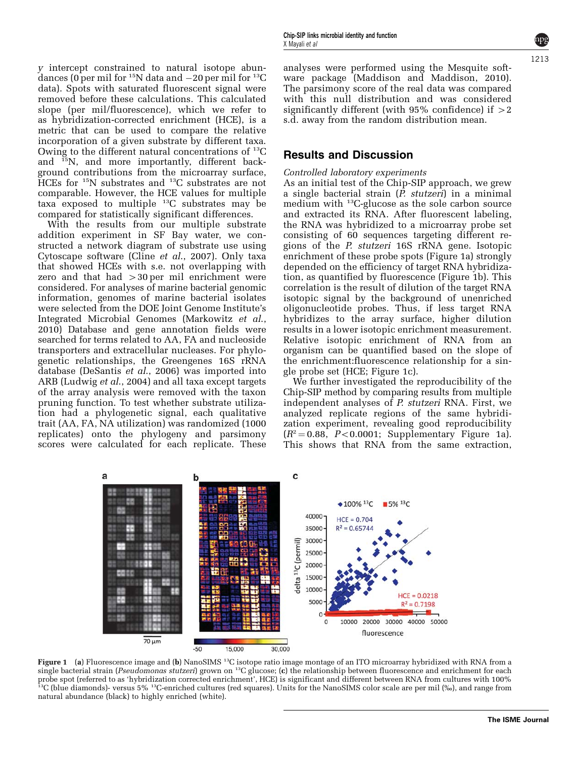y intercept constrained to natural isotope abundances (0 per mil for $^{15}N$ data and −20 per mil for $^{13}C$ data). Spots with saturated fluorescent signal were removed before these calculations. This calculated slope (per mil/fluorescence), which we refer to as hybridization-corrected enrichment (HCE), is a metric that can be used to compare the relative incorporation of a given substrate by different taxa. Owing to the different natural concentrations of $^{13}C$ and $^{15}N$, and more importantly, different background contributions from the microarray surface, HCEs for $^{15}N$ substrates and $^{13}C$ substrates are not comparable. However, the HCE values for multiple taxa exposed to multiple $^{13}C$ substrates may be compared for statistically significant differences.

With the results from our multiple substrate addition experiment in SF Bay water, we constructed a network diagram of substrate use using Cytoscape software (Cline *et al.*, 2007). Only taxa that showed HCEs with s.e. not overlapping with zero and that had >30 per mil enrichment were considered. For analyses of marine bacterial genomic information, genomes of marine bacterial isolates were selected from the DOE Joint Genome Institute's Integrated Microbial Genomes (Markowitz *et al.*, 2010) Database and gene annotation fields were searched for terms related to AA, FA and nucleoside transporters and extracellular nucleases. For phylogenetic relationships, the Greengenes 16S rRNA database (DeSantis *et al.*, 2006) was imported into ARB (Ludwig *et al.*, 2004) and all taxa except targets of the array analysis were removed with the taxon pruning function. To test whether substrate utilization had a phylogenetic signal, each qualitative trait (AA, FA, NA utilization) was randomized (1000 replicates) onto the phylogeny and parsimony scores were calculated for each replicate. These analyses were performed using the Mesquite software package (Maddison and Maddison, 2010). The parsimony score of the real data was compared with this null distribution and was considered significantly different (with 95% confidence) if >2 s.d. away from the random distribution mean.

## Results and Discussion

*Controlled laboratory experiments*

As an initial test of the Chip-SIP approach, we grew a single bacterial strain (*P. stutzeri*) in a minimal medium with $^{13}C$-glucose as the sole carbon source and extracted its RNA. After fluorescent labeling, the RNA was hybridized to a microarray probe set consisting of 60 sequences targeting different regions of the *P. stutzeri* 16S rRNA gene. Isotopic enrichment of these probe spots (Figure 1a) strongly depended on the efficiency of target RNA hybridization, as quantified by fluorescence (Figure 1b). This correlation is the result of dilution of the target RNA isotopic signal by the background of unenriched oligonucleotide probes. Thus, if less target RNA hybridizes to the array surface, higher dilution results in a lower isotopic enrichment measurement. Relative isotopic enrichment of RNA from an organism can be quantified based on the slope of the enrichment:fluorescence relationship for a single probe set (HCE; Figure 1c).

We further investigated the reproducibility of the Chip-SIP method by comparing results from multiple independent analyses of *P. stutzeri* RNA. First, we analyzed replicate regions of the same hybridization experiment, revealing good reproducibility ($R^2 = 0.88$, $P < 0.0001$; Supplementary Figure 1a). This shows that RNA from the same extraction,

**Figure 1** (**a**) Fluorescence image and (**b**) NanoSIMS $^{13}C$ isotope ratio image montage of an ITO microarray hybridized with RNA from a single bacterial strain (*Pseudomonas stutzeri*) grown on $^{13}C$ glucose; (**c**) the relationship between fluorescence and enrichment for each probe spot (referred to as 'hybridization corrected enrichment', HCE) is significant and different between RNA from cultures with 100% $^{13}C$ (blue diamonds)- versus 5% $^{13}C$-enriched cultures (red squares). Units for the NanoSIMS color scale are per mil (‰), and range from natural abundance (black) to highly enriched (white).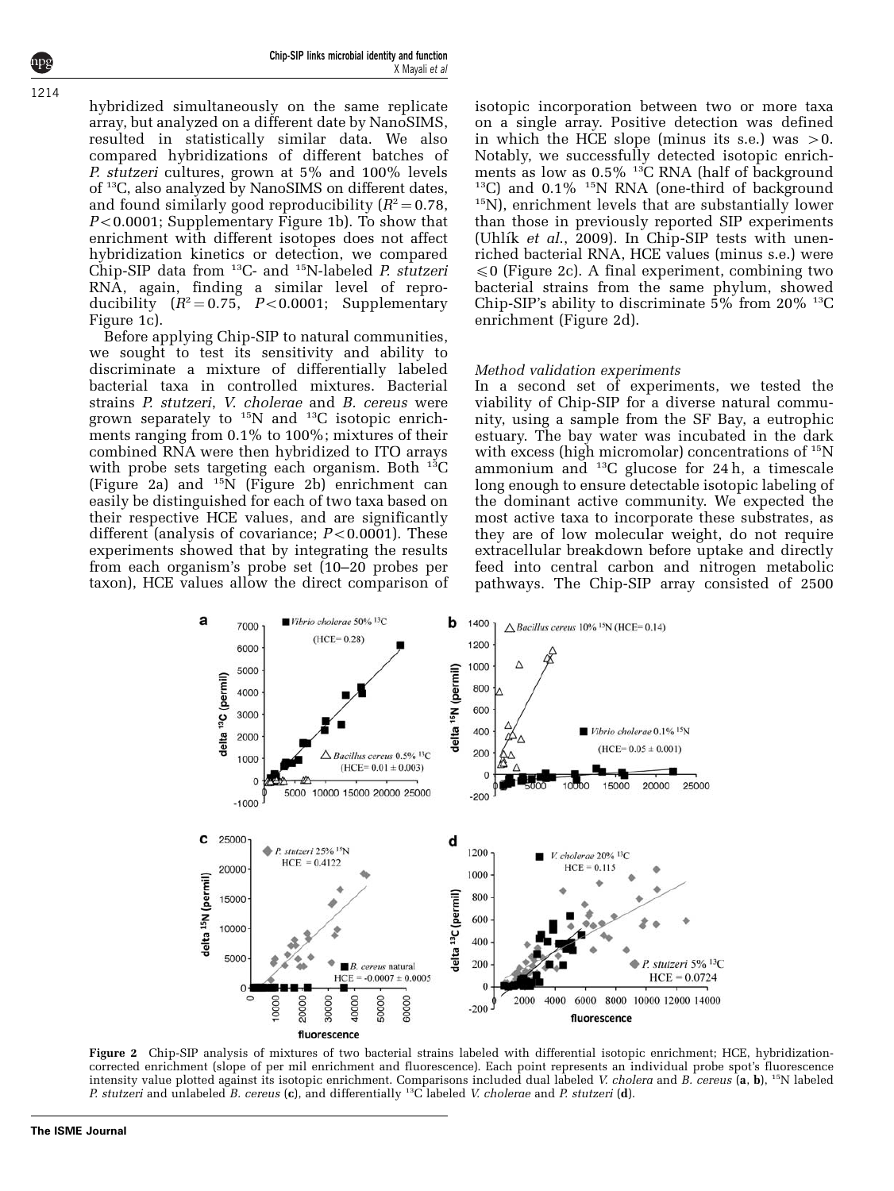hybridized simultaneously on the same replicate array, but analyzed on a different date by NanoSIMS, resulted in statistically similar data. We also compared hybridizations of different batches of *P. stutzeri* cultures, grown at 5% and 100% levels of $^{13}C$, also analyzed by NanoSIMS on different dates, and found similarly good reproducibility ($R^2 = 0.78$, $P < 0.0001$; Supplementary Figure 1b). To show that enrichment with different isotopes does not affect hybridization kinetics or detection, we compared Chip-SIP data from $^{13}C$- and $^{15}N$-labeled *P. stutzeri* RNA, again, finding a similar level of reproducibility ($R^2 = 0.75$, $P < 0.0001$; Supplementary Figure 1c).

Before applying Chip-SIP to natural communities, we sought to test its sensitivity and ability to discriminate a mixture of differentially labeled bacterial taxa in controlled mixtures. Bacterial strains *P. stutzeri*, *V. cholerae* and *B. cereus* were grown separately to $^{15}N$ and $^{13}C$ isotopic enrichments ranging from 0.1% to 100%; mixtures of their combined RNA were then hybridized to ITO arrays with probe sets targeting each organism. Both $^{13}C$ (Figure 2a) and $^{15}N$ (Figure 2b) enrichment can easily be distinguished for each of two taxa based on their respective HCE values, and are significantly different (analysis of covariance; $P < 0.0001$). These experiments showed that by integrating the results from each organism's probe set (10–20 probes per taxon), HCE values allow the direct comparison of isotopic incorporation between two or more taxa on a single array. Positive detection was defined in which the HCE slope (minus its s.e.) was $> 0$. Notably, we successfully detected isotopic enrichments as low as 0.5% $^{13}C$ RNA (half of background $^{13}C$) and 0.1% $^{15}N$ RNA (one-third of background $^{15}N$), enrichment levels that are substantially lower than those in previously reported SIP experiments (Uhlík *et al.*, 2009). In Chip-SIP tests with unenriched bacterial RNA, HCE values (minus s.e.) were $\leqslant 0$ (Figure 2c). A final experiment, combining two bacterial strains from the same phylum, showed Chip-SIP's ability to discriminate 5% from 20% $^{13}C$ enrichment (Figure 2d).

### Method validation experiments

In a second set of experiments, we tested the viability of Chip-SIP for a diverse natural community, using a sample from the SF Bay, a eutrophic estuary. The bay water was incubated in the dark with excess (high micromolar) concentrations of $^{15}N$ ammonium and $^{13}C$ glucose for 24 h, a timescale long enough to ensure detectable isotopic labeling of the dominant active community. We expected the most active taxa to incorporate these substrates, as they are of low molecular weight, do not require extracellular breakdown before uptake and directly feed into central carbon and nitrogen metabolic pathways. The Chip-SIP array consisted of 2500

**Figure 2** Chip-SIP analysis of mixtures of two bacterial strains labeled with differential isotopic enrichment; HCE, hybridization-corrected enrichment (slope of per mil enrichment and fluorescence). Each point represents an individual probe spot's fluorescence intensity value plotted against its isotopic enrichment. Comparisons included dual labeled *V. cholera* and *B. cereus* (**a**, **b**), $^{15}N$ labeled *P. stutzeri* and unlabeled *B. cereus* (**c**), and differentially $^{13}C$ labeled *V. cholerae* and *P. stutzeri* (**d**).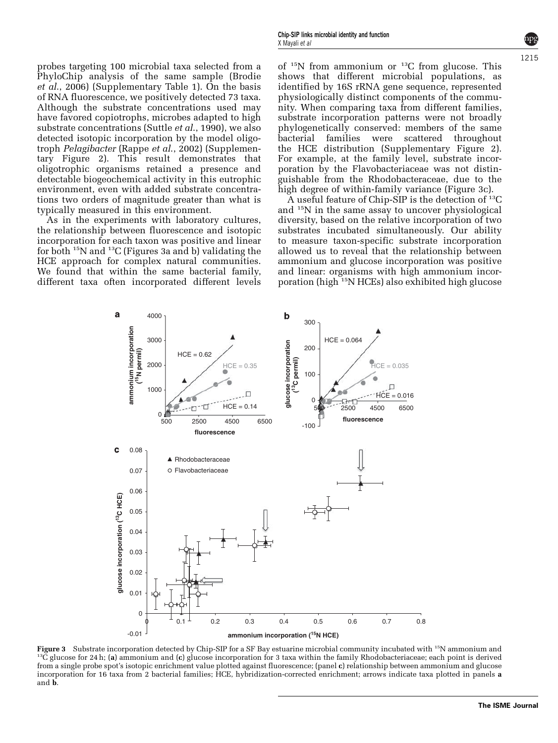probes targeting 100 microbial taxa selected from a PhyloChip analysis of the same sample (Brodie *et al.*, 2006) (Supplementary Table 1). On the basis of RNA fluorescence, we positively detected 73 taxa. Although the substrate concentrations used may have favored copiotrophs, microbes adapted to high substrate concentrations (Suttle *et al.*, 1990), we also detected isotopic incorporation by the model oligotroph *Pelagibacter* (Rappe *et al.*, 2002) (Supplementary Figure 2). This result demonstrates that oligotrophic organisms retained a presence and detectable biogeochemical activity in this eutrophic environment, even with added substrate concentrations two orders of magnitude greater than what is typically measured in this environment.

As in the experiments with laboratory cultures, the relationship between fluorescence and isotopic incorporation for each taxon was positive and linear for both $^{15}N$ and $^{13}C$ (Figures 3a and b) validating the HCE approach for complex natural communities. We found that within the same bacterial family, different taxa often incorporated different levels of $^{15}N$ from ammonium or $^{13}C$ from glucose. This shows that different microbial populations, as identified by 16S rRNA gene sequence, represented physiologically distinct components of the community. When comparing taxa from different families, substrate incorporation patterns were not broadly phylogenetically conserved: members of the same bacterial families were scattered throughout the HCE distribution (Supplementary Figure 2). For example, at the family level, substrate incorporation by the Flavobacteriaceae was not distinguishable from the Rhodobacteraceae, due to the high degree of within-family variance (Figure 3c).

A useful feature of Chip-SIP is the detection of $^{13}C$ and $^{15}N$ in the same assay to uncover physiological diversity, based on the relative incorporation of two substrates incubated simultaneously. Our ability to measure taxon-specific substrate incorporation allowed us to reveal that the relationship between ammonium and glucose incorporation was positive and linear: organisms with high ammonium incorporation (high $^{15}N$ HCEs) also exhibited high glucose

**Figure 3** Substrate incorporation detected by Chip-SIP for a SF Bay estuarine microbial community incubated with $^{15}N$ ammonium and $^{13}C$ glucose for 24 h; (**a**) ammonium and (**c**) glucose incorporation for 3 taxa within the family Rhodobacteriaceae; each point is derived from a single probe spot's isotopic enrichment value plotted against fluorescence; (panel **c**) relationship between ammonium and glucose incorporation for 16 taxa from 2 bacterial families; HCE, hybridization-corrected enrichment; arrows indicate taxa plotted in panels **a** and **b**.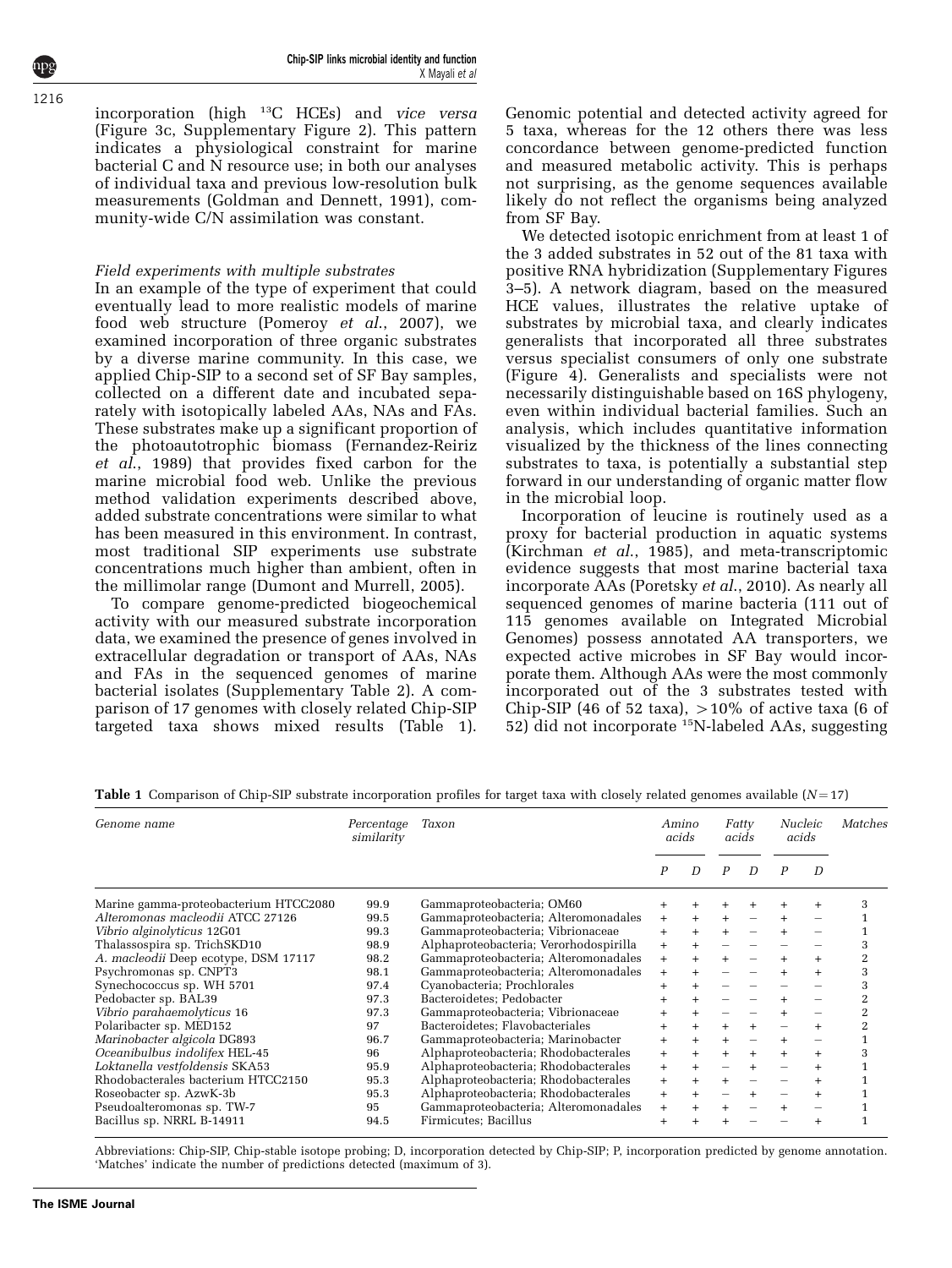incorporation (high $^{13}$C HCEs) and *vice versa* (Figure 3c, Supplementary Figure 2). This pattern indicates a physiological constraint for marine bacterial C and N resource use; in both our analyses of individual taxa and previous low-resolution bulk measurements (Goldman and Dennett, 1991), community-wide C/N assimilation was constant.

### *Field experiments with multiple substrates*

In an example of the type of experiment that could eventually lead to more realistic models of marine food web structure (Pomeroy *et al.*, 2007), we examined incorporation of three organic substrates by a diverse marine community. In this case, we applied Chip-SIP to a second set of SF Bay samples, collected on a different date and incubated separately with isotopically labeled AAs, NAs and FAs. These substrates make up a significant proportion of the photoautotrophic biomass (Fernandez-Reiriz *et al.*, 1989) that provides fixed carbon for the marine microbial food web. Unlike the previous method validation experiments described above, added substrate concentrations were similar to what has been measured in this environment. In contrast, most traditional SIP experiments use substrate concentrations much higher than ambient, often in the millimolar range (Dumont and Murrell, 2005).

To compare genome-predicted biogeochemical activity with our measured substrate incorporation data, we examined the presence of genes involved in extracellular degradation or transport of AAs, NAs and FAs in the sequenced genomes of marine bacterial isolates (Supplementary Table 2). A comparison of 17 genomes with closely related Chip-SIP targeted taxa shows mixed results (Table 1). Genomic potential and detected activity agreed for 5 taxa, whereas for the 12 others there was less concordance between genome-predicted function and measured metabolic activity. This is perhaps not surprising, as the genome sequences available likely do not reflect the organisms being analyzed from SF Bay.

We detected isotopic enrichment from at least 1 of the 3 added substrates in 52 out of the 81 taxa with positive RNA hybridization (Supplementary Figures 3–5). A network diagram, based on the measured HCE values, illustrates the relative uptake of substrates by microbial taxa, and clearly indicates generalists that incorporated all three substrates versus specialist consumers of only one substrate (Figure 4). Generalists and specialists were not necessarily distinguishable based on 16S phylogeny, even within individual bacterial families. Such an analysis, which includes quantitative information visualized by the thickness of the lines connecting substrates to taxa, is potentially a substantial step forward in our understanding of organic matter flow in the microbial loop.

Incorporation of leucine is routinely used as a proxy for bacterial production in aquatic systems (Kirchman *et al.*, 1985), and meta-transcriptomic evidence suggests that most marine bacterial taxa incorporate AAs (Poretsky *et al.*, 2010). As nearly all sequenced genomes of marine bacteria (111 out of 115 genomes available on Integrated Microbial Genomes) possess annotated AA transporters, we expected active microbes in SF Bay would incorporate them. Although AAs were the most commonly incorporated out of the 3 substrates tested with Chip-SIP (46 of 52 taxa), >10% of active taxa (6 of 52) did not incorporate $^{15}$N-labeled AAs, suggesting

**Table 1** Comparison of Chip-SIP substrate incorporation profiles for target taxa with closely related genomes available ($N = 17$)

| Genome name | Percentage similarity | Taxon | Amino acids | | Fatty acids | | Nucleic acids | | Matches |
|---|---|---|---|---|---|---|---|---|---|
| | | | *P* | *D* | *P* | *D* | *P* | *D* | |
| Marine gamma-proteobacterium HTCC2080 | 99.9 | Gammaproteobacteria; OM60 | + | + | + | + | + | + | 3 |
| *Alteromonas macleodii* ATCC 27126 | 99.5 | Gammaproteobacteria; Alteromonadales | + | + | + | – | + | – | 1 |
| *Vibrio alginolyticus* 12G01 | 99.3 | Gammaproteobacteria; Vibrionaceae | + | + | + | – | + | – | 1 |
| Thalassospira sp. TrichSKD10 | 98.9 | Alphaproteobacteria; Verorhodospirilla | + | + | – | – | – | – | 3 |
| *A. macleodii* Deep ecotype, DSM 17117 | 98.2 | Gammaproteobacteria; Alteromonadales | + | + | + | – | + | + | 2 |
| Psychromonas sp. CNPT3 | 98.1 | Gammaproteobacteria; Alteromonadales | + | + | – | – | + | + | 3 |
| Synechococcus sp. WH 5701 | 97.4 | Cyanobacteria; Prochlorales | + | + | – | – | – | – | 3 |
| Pedobacter sp. BAL39 | 97.3 | Bacteroidetes; Pedobacter | + | + | – | – | + | – | 2 |
| *Vibrio parahaemolyticus* 16 | 97.3 | Gammaproteobacteria; Vibrionaceae | + | + | – | – | + | – | 2 |
| Polaribacter sp. MED152 | 97 | Bacteroidetes; Flavobacteriales | + | + | + | + | – | + | 2 |
| *Marinobacter algicola* DG893 | 96.7 | Gammaproteobacteria; Marinobacter | + | + | + | – | + | – | 1 |
| *Oceanibulbus indolifex* HEL-45 | 96 | Alphaproteobacteria; Rhodobacterales | + | + | + | + | + | + | 3 |
| *Loktanella vestfoldensis* SKA53 | 95.9 | Alphaproteobacteria; Rhodobacterales | + | + | – | + | – | + | 1 |
| Rhodobacterales bacterium HTCC2150 | 95.3 | Alphaproteobacteria; Rhodobacterales | + | + | + | – | – | + | 1 |
| Roseobacter sp. AzwK-3b | 95.3 | Alphaproteobacteria; Rhodobacterales | + | + | – | + | – | + | 1 |
| Pseudoalteromonas sp. TW-7 | 95 | Gammaproteobacteria; Alteromonadales | + | + | + | – | + | – | 1 |
| Bacillus sp. NRRL B-14911 | 94.5 | Firmicutes; Bacillus | + | + | + | – | – | + | 1 |

Abbreviations: Chip-SIP, Chip-stable isotope probing; D, incorporation detected by Chip-SIP; P, incorporation predicted by genome annotation. 'Matches' indicate the number of predictions detected (maximum of 3).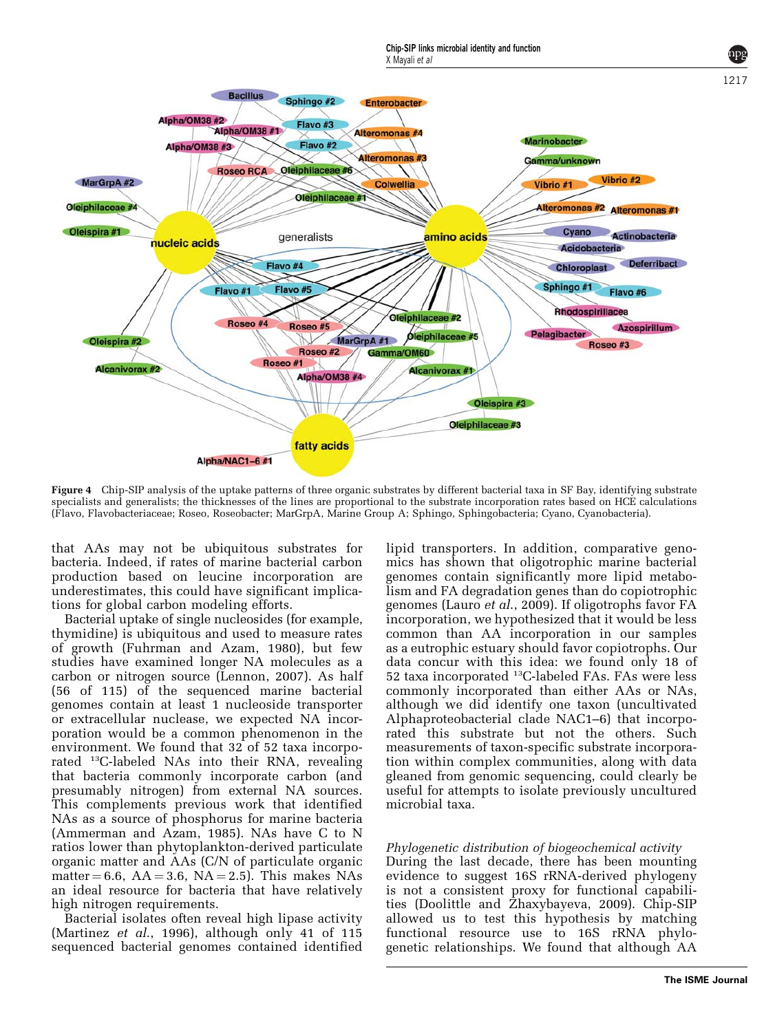Figure 4 Chip-SIP analysis of the uptake patterns of three organic substrates by different bacterial taxa in SF Bay, identifying substrate specialists and generalists; the thicknesses of the lines are proportional to the substrate incorporation rates based on HCE calculations (Flavo, Flavobacteriaceae; Roseo, Roseobacter; MarGrpA, Marine Group A; Sphingo, Sphingobacteria; Cyano, Cyanobacteria).

that AAs may not be ubiquitous substrates for bacteria. Indeed, if rates of marine bacterial carbon production based on leucine incorporation are underestimates, this could have significant implications for global carbon modeling efforts.

Bacterial uptake of single nucleosides (for example, thymidine) is ubiquitous and used to measure rates of growth (Fuhrman and Azam, 1980), but few studies have examined longer NA molecules as a carbon or nitrogen source (Lennon, 2007). As half (56 of 115) of the sequenced marine bacterial genomes contain at least 1 nucleoside transporter or extracellular nuclease, we expected NA incorporation would be a common phenomenon in the environment. We found that 32 of 52 taxa incorporated $^{13}C$-labeled NAs into their RNA, revealing that bacteria commonly incorporate carbon (and presumably nitrogen) from external NA sources. This complements previous work that identified NAs as a source of phosphorus for marine bacteria (Ammerman and Azam, 1985). NAs have C to N ratios lower than phytoplankton-derived particulate organic matter and AAs (C/N of particulate organic matter = 6.6, AA = 3.6, NA = 2.5). This makes NAs an ideal resource for bacteria that have relatively high nitrogen requirements.

Bacterial isolates often reveal high lipase activity (Martinez *et al.*, 1996), although only 41 of 115 sequenced bacterial genomes contained identified lipid transporters. In addition, comparative genomics has shown that oligotrophic marine bacterial genomes contain significantly more lipid metabolism and FA degradation genes than do copiotrophic genomes (Lauro *et al.*, 2009). If oligotrophs favor FA incorporation, we hypothesized that it would be less common than AA incorporation in our samples as a eutrophic estuary should favor copiotrophs. Our data concur with this idea: we found only 18 of 52 taxa incorporated $^{13}C$-labeled FAs. FAs were less commonly incorporated than either AAs or NAs, although we did identify one taxon (uncultivated Alphaproteobacterial clade NAC1–6) that incorporated this substrate but not the others. Such measurements of taxon-specific substrate incorporation within complex communities, along with data gleaned from genomic sequencing, could clearly be useful for attempts to isolate previously uncultured microbial taxa.

*Phylogenetic distribution of biogeochemical activity*

During the last decade, there has been mounting evidence to suggest 16S rRNA-derived phylogeny is not a consistent proxy for functional capabilities (Doolittle and Zhaxybayeva, 2009). Chip-SIP allowed us to test this hypothesis by matching functional resource use to 16S rRNA phylogenetic relationships. We found that although AA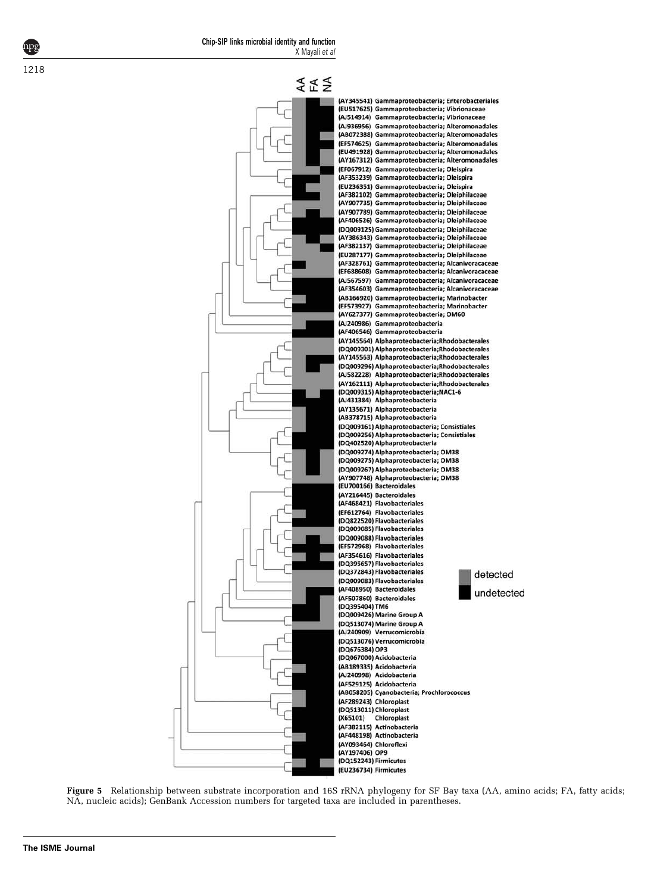Figure 5 Relationship between substrate incorporation and 16S rRNA phylogeny for SF Bay taxa (AA, amino acids; FA, fatty acids; NA, nucleic acids); GenBank Accession numbers for targeted taxa are included in parentheses.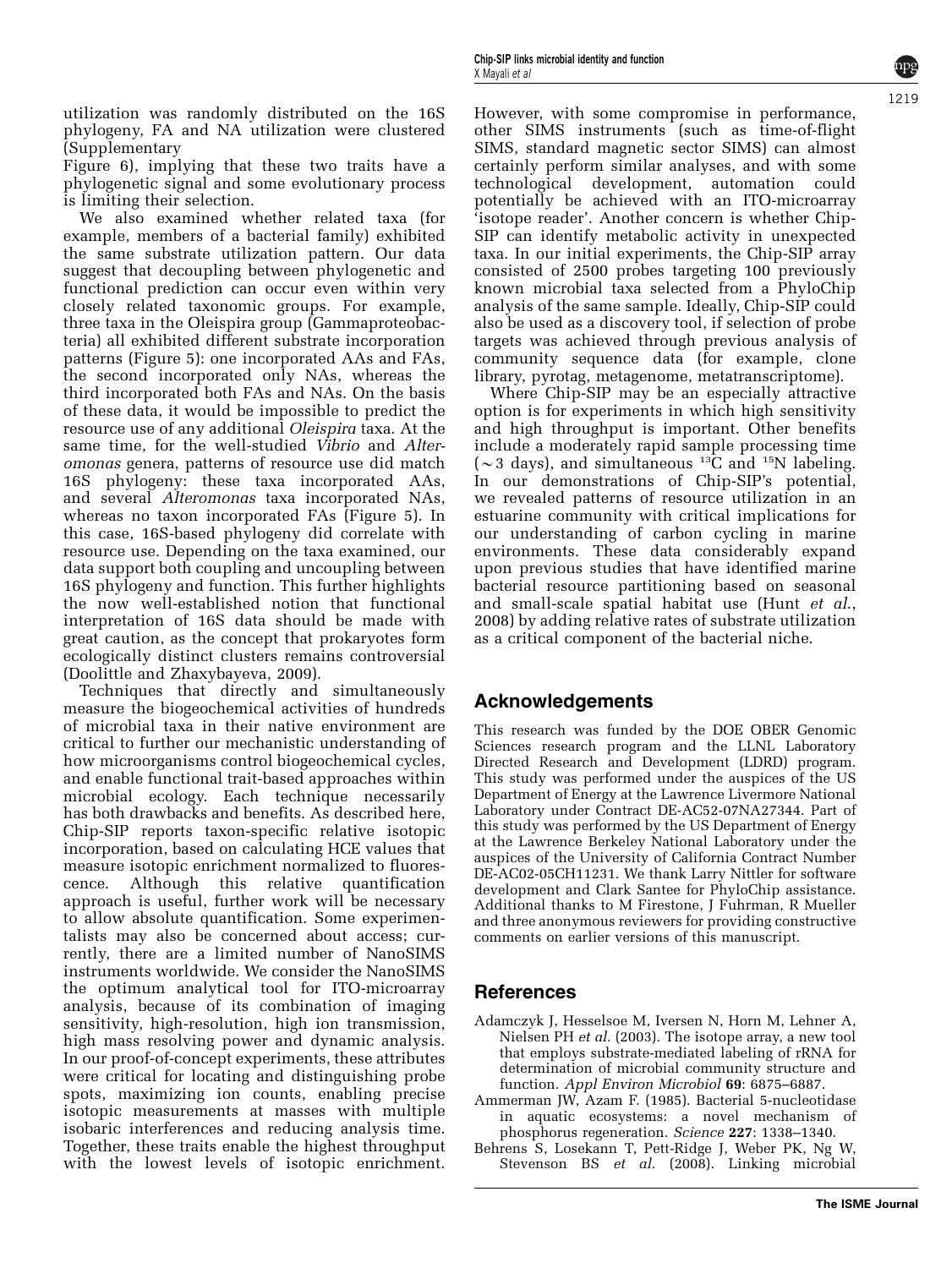utilization was randomly distributed on the 16S phylogeny, FA and NA utilization were clustered (Supplementary Figure 6), implying that these two traits have a phylogenetic signal and some evolutionary process is limiting their selection.

We also examined whether related taxa (for example, members of a bacterial family) exhibited the same substrate utilization pattern. Our data suggest that decoupling between phylogenetic and functional prediction can occur even within very closely related taxonomic groups. For example, three taxa in the Oleispira group (Gammaproteobacteria) all exhibited different substrate incorporation patterns (Figure 5): one incorporated AAs and FAs, the second incorporated only NAs, whereas the third incorporated both FAs and NAs. On the basis of these data, it would be impossible to predict the resource use of any additional *Oleispira* taxa. At the same time, for the well-studied *Vibrio* and *Alteromonas* genera, patterns of resource use did match 16S phylogeny: these taxa incorporated AAs, and several *Alteromonas* taxa incorporated NAs, whereas no taxon incorporated FAs (Figure 5). In this case, 16S-based phylogeny did correlate with resource use. Depending on the taxa examined, our data support both coupling and uncoupling between 16S phylogeny and function. This further highlights the now well-established notion that functional interpretation of 16S data should be made with great caution, as the concept that prokaryotes form ecologically distinct clusters remains controversial (Doolittle and Zhaxybayeva, 2009).

Techniques that directly and simultaneously measure the biogeochemical activities of hundreds of microbial taxa in their native environment are critical to further our mechanistic understanding of how microorganisms control biogeochemical cycles, and enable functional trait-based approaches within microbial ecology. Each technique necessarily has both drawbacks and benefits. As described here, Chip-SIP reports taxon-specific relative isotopic incorporation, based on calculating HCE values that measure isotopic enrichment normalized to fluorescence. Although this relative quantification approach is useful, further work will be necessary to allow absolute quantification. Some experimentalists may also be concerned about access; currently, there are a limited number of NanoSIMS instruments worldwide. We consider the NanoSIMS the optimum analytical tool for ITO-microarray analysis, because of its combination of imaging sensitivity, high-resolution, high ion transmission, high mass resolving power and dynamic analysis. In our proof-of-concept experiments, these attributes were critical for locating and distinguishing probe spots, maximizing ion counts, enabling precise isotopic measurements at masses with multiple isobaric interferences and reducing analysis time. Together, these traits enable the highest throughput with the lowest levels of isotopic enrichment. However, with some compromise in performance, other SIMS instruments (such as time-of-flight SIMS, standard magnetic sector SIMS) can almost certainly perform similar analyses, and with some technological development, automation could potentially be achieved with an ITO-microarray 'isotope reader'. Another concern is whether Chip-SIP can identify metabolic activity in unexpected taxa. In our initial experiments, the Chip-SIP array consisted of 2500 probes targeting 100 previously known microbial taxa selected from a PhyloChip analysis of the same sample. Ideally, Chip-SIP could also be used as a discovery tool, if selection of probe targets was achieved through previous analysis of community sequence data (for example, clone library, pyrotag, metagenome, metatranscriptome).

Where Chip-SIP may be an especially attractive option is for experiments in which high sensitivity and high throughput is important. Other benefits include a moderately rapid sample processing time (~3 days), and simultaneous $^{13}C$ and $^{15}N$ labeling. In our demonstrations of Chip-SIP's potential, we revealed patterns of resource utilization in an estuarine community with critical implications for our understanding of carbon cycling in marine environments. These data considerably expand upon previous studies that have identified marine bacterial resource partitioning based on seasonal and small-scale spatial habitat use (Hunt *et al.*, 2008) by adding relative rates of substrate utilization as a critical component of the bacterial niche.

## Acknowledgements

This research was funded by the DOE OBER Genomic Sciences research program and the LLNL Laboratory Directed Research and Development (LDRD) program. This study was performed under the auspices of the US Department of Energy at the Lawrence Livermore National Laboratory under Contract DE-AC52-07NA27344. Part of this study was performed by the US Department of Energy at the Lawrence Berkeley National Laboratory under the auspices of the University of California Contract Number DE-AC02-05CH11231. We thank Larry Nittler for software development and Clark Santee for PhyloChip assistance. Additional thanks to M Firestone, J Fuhrman, R Mueller and three anonymous reviewers for providing constructive comments on earlier versions of this manuscript.

## References

Adamczyk J, Hesselsoe M, Iversen N, Horn M, Lehner A, Nielsen PH *et al.* (2003). The isotope array, a new tool that employs substrate-mediated labeling of rRNA for determination of microbial community structure and function. *Appl Environ Microbiol* **69**: 6875–6887.

Ammerman JW, Azam F. (1985). Bacterial 5-nucleotidase in aquatic ecosystems: a novel mechanism of phosphorus regeneration. *Science* **227**: 1338–1340.

Behrens S, Losekann T, Pett-Ridge J, Weber PK, Ng W, Stevenson BS *et al.* (2008). Linking microbial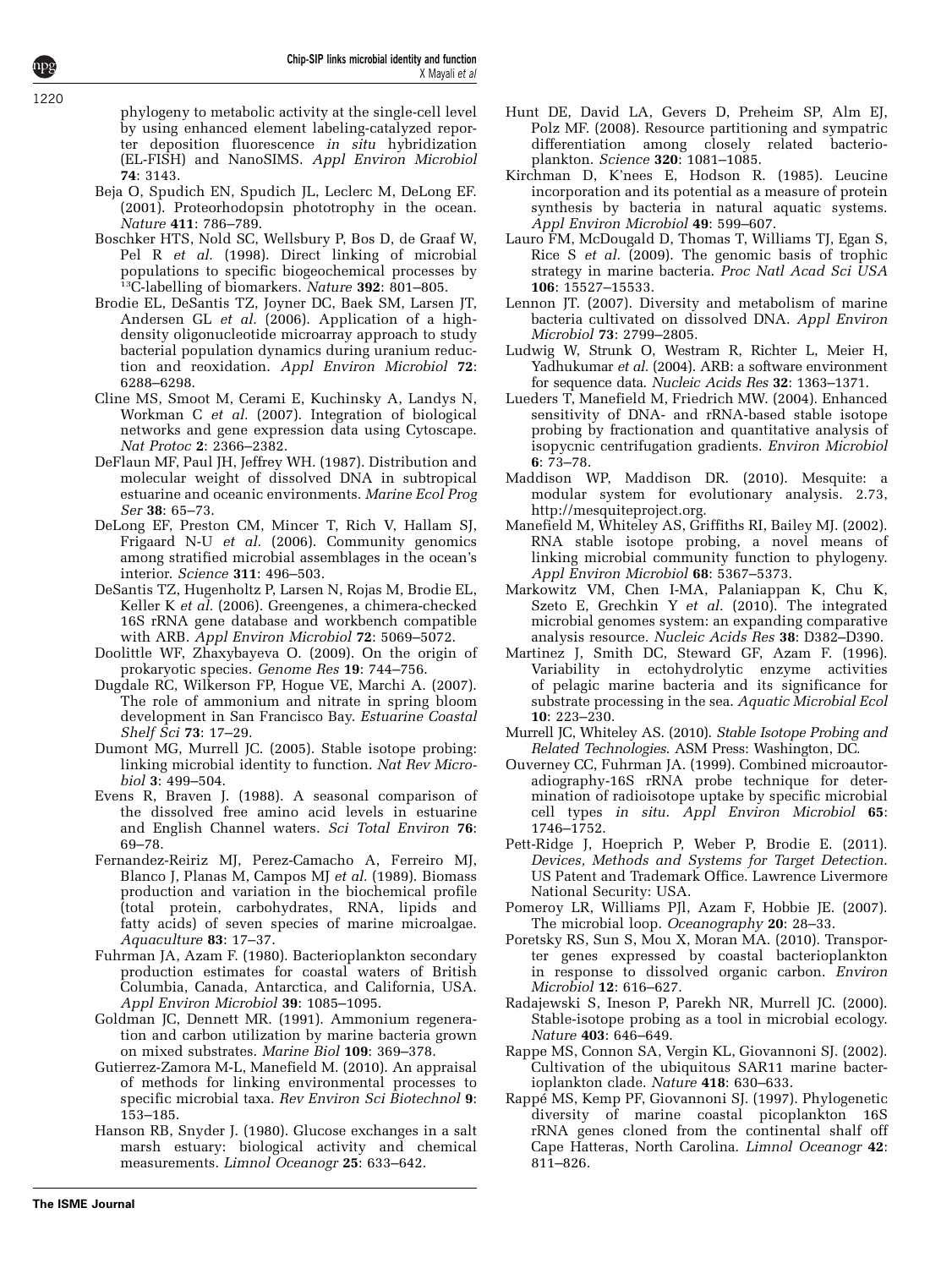phylogeny to metabolic activity at the single-cell level by using enhanced element labeling-catalyzed reporter deposition fluorescence *in situ* hybridization (EL-FISH) and NanoSIMS. *Appl Environ Microbiol* **74**: 3143.

Beja O, Spudich EN, Spudich JL, Leclerc M, DeLong EF. (2001). Proteorhodopsin phototrophy in the ocean. *Nature* **411**: 786–789.

Boschker HTS, Nold SC, Wellsbury P, Bos D, de Graaf W, Pel R *et al.* (1998). Direct linking of microbial populations to specific biogeochemical processes by $^{13}$C-labelling of biomarkers. *Nature* **392**: 801–805.

Brodie EL, DeSantis TZ, Joyner DC, Baek SM, Larsen JT, Andersen GL *et al.* (2006). Application of a high-density oligonucleotide microarray approach to study bacterial population dynamics during uranium reduction and reoxidation. *Appl Environ Microbiol* **72**: 6288–6298.

Cline MS, Smoot M, Cerami E, Kuchinsky A, Landys N, Workman C *et al.* (2007). Integration of biological networks and gene expression data using Cytoscape. *Nat Protoc* **2**: 2366–2382.

DeFlaun MF, Paul JH, Jeffrey WH. (1987). Distribution and molecular weight of dissolved DNA in subtropical estuarine and oceanic environments. *Marine Ecol Prog Ser* **38**: 65–73.

DeLong EF, Preston CM, Mincer T, Rich V, Hallam SJ, Frigaard N-U *et al.* (2006). Community genomics among stratified microbial assemblages in the ocean's interior. *Science* **311**: 496–503.

DeSantis TZ, Hugenholtz P, Larsen N, Rojas M, Brodie EL, Keller K *et al.* (2006). Greengenes, a chimera-checked 16S rRNA gene database and workbench compatible with ARB. *Appl Environ Microbiol* **72**: 5069–5072.

Doolittle WF, Zhaxybayeva O. (2009). On the origin of prokaryotic species. *Genome Res* **19**: 744–756.

Dugdale RC, Wilkerson FP, Hogue VE, Marchi A. (2007). The role of ammonium and nitrate in spring bloom development in San Francisco Bay. *Estuarine Coastal Shelf Sci* **73**: 17–29.

Dumont MG, Murrell JC. (2005). Stable isotope probing: linking microbial identity to function. *Nat Rev Microbiol* **3**: 499–504.

Evens R, Braven J. (1988). A seasonal comparison of the dissolved free amino acid levels in estuarine and English Channel waters. *Sci Total Environ* **76**: 69–78.

Fernandez-Reiriz MJ, Perez-Camacho A, Ferreiro MJ, Blanco J, Planas M, Campos MJ *et al.* (1989). Biomass production and variation in the biochemical profile (total protein, carbohydrates, RNA, lipids and fatty acids) of seven species of marine microalgae. *Aquaculture* **83**: 17–37.

Fuhrman JA, Azam F. (1980). Bacterioplankton secondary production estimates for coastal waters of British Columbia, Canada, Antarctica, and California, USA. *Appl Environ Microbiol* **39**: 1085–1095.

Goldman JC, Dennett MR. (1991). Ammonium regeneration and carbon utilization by marine bacteria grown on mixed substrates. *Marine Biol* **109**: 369–378.

Gutierrez-Zamora M-L, Manefield M. (2010). An appraisal of methods for linking environmental processes to specific microbial taxa. *Rev Environ Sci Biotechnol* **9**: 153–185.

Hanson RB, Snyder J. (1980). Glucose exchanges in a salt marsh estuary: biological activity and chemical measurements. *Limnol Oceanogr* **25**: 633–642.

Hunt DE, David LA, Gevers D, Preheim SP, Alm EJ, Polz MF. (2008). Resource partitioning and sympatric differentiation among closely related bacterioplankton. *Science* **320**: 1081–1085.

Kirchman D, K'nees E, Hodson R. (1985). Leucine incorporation and its potential as a measure of protein synthesis by bacteria in natural aquatic systems. *Appl Environ Microbiol* **49**: 599–607.

Lauro FM, McDougald D, Thomas T, Williams TJ, Egan S, Rice S *et al.* (2009). The genomic basis of trophic strategy in marine bacteria. *Proc Natl Acad Sci USA* **106**: 15527–15533.

Lennon JT. (2007). Diversity and metabolism of marine bacteria cultivated on dissolved DNA. *Appl Environ Microbiol* **73**: 2799–2805.

Ludwig W, Strunk O, Westram R, Richter L, Meier H, Yadhukumar *et al.* (2004). ARB: a software environment for sequence data. *Nucleic Acids Res* **32**: 1363–1371.

Lueders T, Manefield M, Friedrich MW. (2004). Enhanced sensitivity of DNA- and rRNA-based stable isotope probing by fractionation and quantitative analysis of isopycnic centrifugation gradients. *Environ Microbiol* **6**: 73–78.

Maddison WP, Maddison DR. (2010). Mesquite: a modular system for evolutionary analysis. 2.73, http://mesquiteproject.org.

Manefield M, Whiteley AS, Griffiths RI, Bailey MJ. (2002). RNA stable isotope probing, a novel means of linking microbial community function to phylogeny. *Appl Environ Microbiol* **68**: 5367–5373.

Markowitz VM, Chen I-MA, Palaniappan K, Chu K, Szeto E, Grechkin Y *et al.* (2010). The integrated microbial genomes system: an expanding comparative analysis resource. *Nucleic Acids Res* **38**: D382–D390.

Martinez J, Smith DC, Steward GF, Azam F. (1996). Variability in ectohydrolytic enzyme activities of pelagic marine bacteria and its significance for substrate processing in the sea. *Aquatic Microbial Ecol* **10**: 223–230.

Murrell JC, Whiteley AS. (2010). *Stable Isotope Probing and Related Technologies*. ASM Press: Washington, DC.

Ouverney CC, Fuhrman JA. (1999). Combined microautoradiography-16S rRNA probe technique for determination of radioisotope uptake by specific microbial cell types *in situ*. *Appl Environ Microbiol* **65**: 1746–1752.

Pett-Ridge J, Hoeprich P, Weber P, Brodie E. (2011). *Devices, Methods and Systems for Target Detection*. US Patent and Trademark Office. Lawrence Livermore National Security: USA.

Pomeroy LR, Williams PJl, Azam F, Hobbie JE. (2007). The microbial loop. *Oceanography* **20**: 28–33.

Poretsky RS, Sun S, Mou X, Moran MA. (2010). Transporter genes expressed by coastal bacterioplankton in response to dissolved organic carbon. *Environ Microbiol* **12**: 616–627.

Radajewski S, Ineson P, Parekh NR, Murrell JC. (2000). Stable-isotope probing as a tool in microbial ecology. *Nature* **403**: 646–649.

Rappe MS, Connon SA, Vergin KL, Giovannoni SJ. (2002). Cultivation of the ubiquitous SAR11 marine bacterioplankton clade. *Nature* **418**: 630–633.

Rappé MS, Kemp PF, Giovannoni SJ. (1997). Phylogenetic diversity of marine coastal picoplankton 16S rRNA genes cloned from the continental shalf off Cape Hatteras, North Carolina. *Limnol Oceanogr* **42**: 811–826.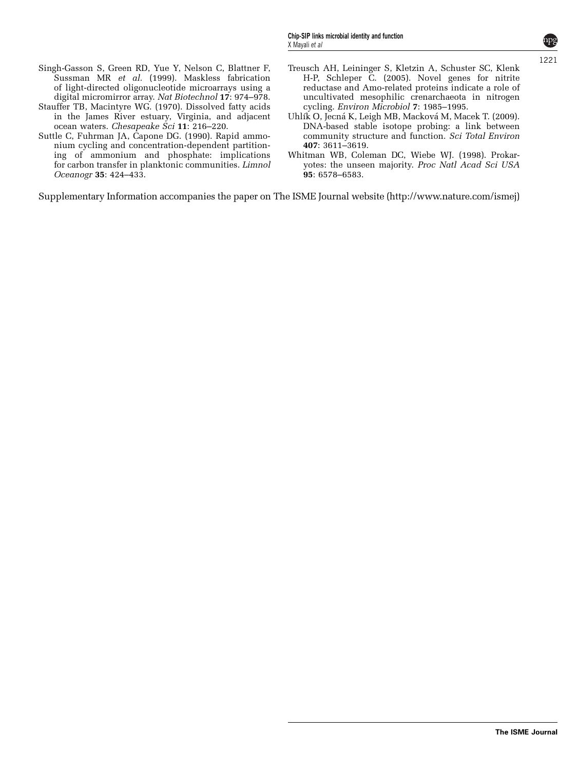Singh-Gasson S, Green RD, Yue Y, Nelson C, Blattner F, Sussman MR *et al.* (1999). Maskless fabrication of light-directed oligonucleotide microarrays using a digital micromirror array. *Nat Biotechnol* **17**: 974–978.

Stauffer TB, Macintyre WG. (1970). Dissolved fatty acids in the James River estuary, Virginia, and adjacent ocean waters. *Chesapeake Sci* **11**: 216–220.

Suttle C, Fuhrman JA, Capone DG. (1990). Rapid ammonium cycling and concentration-dependent partitioning of ammonium and phosphate: implications for carbon transfer in planktonic communities. *Limnol Oceanogr* **35**: 424–433.

Treusch AH, Leininger S, Kletzin A, Schuster SC, Klenk H-P, Schleper C. (2005). Novel genes for nitrite reductase and Amo-related proteins indicate a role of uncultivated mesophilic crenarchaeota in nitrogen cycling. *Environ Microbiol* **7**: 1985–1995.

Uhlík O, Jecná K, Leigh MB, Macková M, Macek T. (2009). DNA-based stable isotope probing: a link between community structure and function. *Sci Total Environ* **407**: 3611–3619.

Whitman WB, Coleman DC, Wiebe WJ. (1998). Prokaryotes: the unseen majority. *Proc Natl Acad Sci USA* **95**: 6578–6583.

Supplementary Information accompanies the paper on The ISME Journal website (http://www.nature.com/ismej)